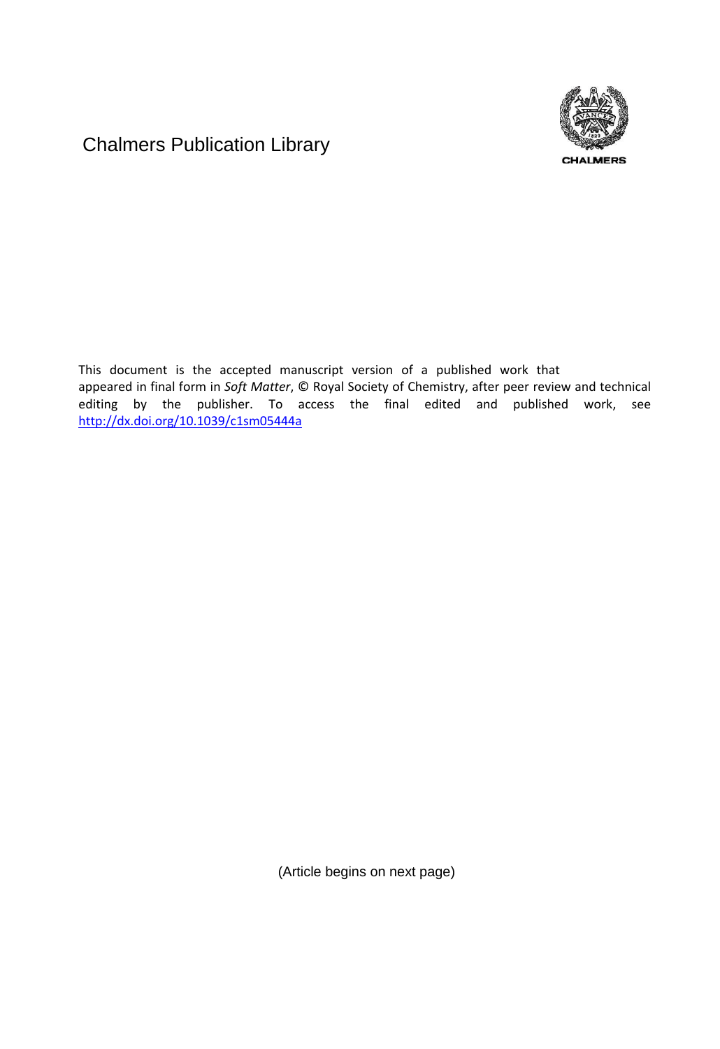Chalmers Publication Library

CHALMERS

This document is the accepted manuscript version of a published work that appeared in final form in *Soft Matter*, © Royal Society of Chemistry, after peer review and technical editing by the publisher. To access the final edited and published work, see http://dx.doi.org/10.1039/c1sm05444a

(Article begins on next page)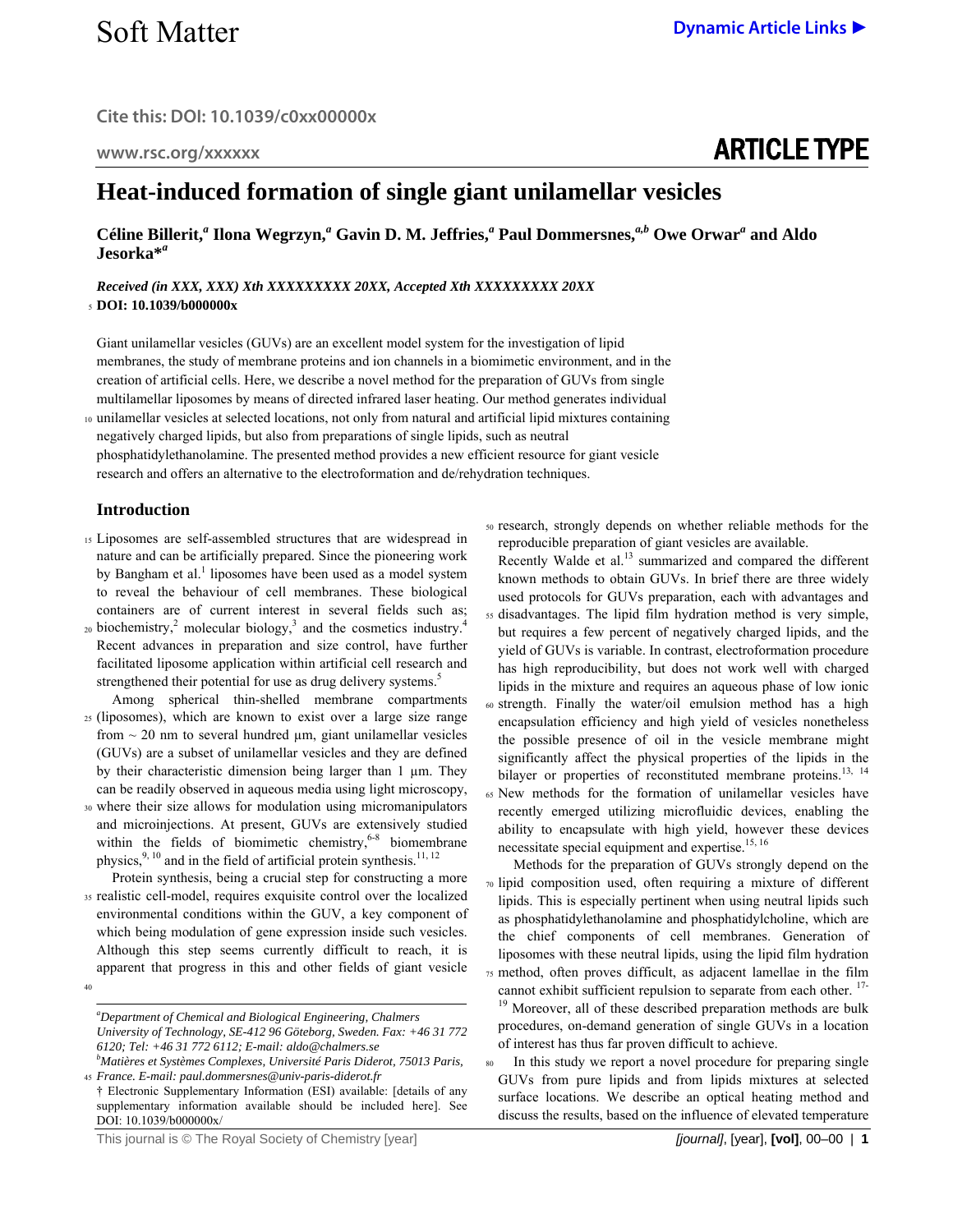# Heat-induced formation of single giant unilamellar vesicles

**Céline Billerit,[a] Ilona Wegrzyn,[a] Gavin D. M. Jeffries,[a] Paul Dommersnes,[a,b] Owe Orwar[a] and Aldo Jesorka*[a]**

*Received (in XXX, XXX) Xth XXXXXXXXX 20XX, Accepted Xth XXXXXXXXX 20XX*

**DOI: 10.1039/b000000x**

Giant unilamellar vesicles (GUVs) are an excellent model system for the investigation of lipid membranes, the study of membrane proteins and ion channels in a biomimetic environment, and in the creation of artificial cells. Here, we describe a novel method for the preparation of GUVs from single multilamellar liposomes by means of directed infrared laser heating. Our method generates individual unilamellar vesicles at selected locations, not only from natural and artificial lipid mixtures containing negatively charged lipids, but also from preparations of single lipids, such as neutral phosphatidylethanolamine. The presented method provides a new efficient resource for giant vesicle research and offers an alternative to the electroformation and de/rehydration techniques.

## Introduction

Liposomes are self-assembled structures that are widespread in nature and can be artificially prepared. Since the pioneering work by Bangham et al.[1] liposomes have been used as a model system to reveal the behaviour of cell membranes. These biological containers are of current interest in several fields such as; biochemistry,[2] molecular biology,[3] and the cosmetics industry.[4] Recent advances in preparation and size control, have further facilitated liposome application within artificial cell research and strengthened their potential for use as drug delivery systems.[5]

Among spherical thin-shelled membrane compartments (liposomes), which are known to exist over a large size range from ~ 20 nm to several hundred µm, giant unilamellar vesicles (GUVs) are a subset of unilamellar vesicles and they are defined by their characteristic dimension being larger than 1 µm. They can be readily observed in aqueous media using light microscopy, where their size allows for modulation using micromanipulators and microinjections. At present, GUVs are extensively studied within the fields of biomimetic chemistry,[6-8] biomembrane physics,[9, 10] and in the field of artificial protein synthesis.[11, 12]

Protein synthesis, being a crucial step for constructing a more realistic cell-model, requires exquisite control over the localized environmental conditions within the GUV, a key component of which being modulation of gene expression inside such vesicles. Although this step seems currently difficult to reach, it is apparent that progress in this and other fields of giant vesicle research, strongly depends on whether reliable methods for the reproducible preparation of giant vesicles are available.

Recently Walde et al.[13] summarized and compared the different known methods to obtain GUVs. In brief there are three widely used protocols for GUVs preparation, each with advantages and disadvantages. The lipid film hydration method is very simple, but requires a few percent of negatively charged lipids, and the yield of GUVs is variable. In contrast, electroformation procedure has high reproducibility, but does not work well with charged lipids in the mixture and requires an aqueous phase of low ionic strength. Finally the water/oil emulsion method has a high encapsulation efficiency and high yield of vesicles nonetheless the possible presence of oil in the vesicle membrane might significantly affect the physical properties of the lipids in the bilayer or properties of reconstituted membrane proteins.[13, 14] New methods for the formation of unilamellar vesicles have recently emerged utilizing microfluidic devices, enabling the ability to encapsulate with high yield, however these devices necessitate special equipment and expertise.[15, 16]

Methods for the preparation of GUVs strongly depend on the lipid composition used, often requiring a mixture of different lipids. This is especially pertinent when using neutral lipids such as phosphatidylethanolamine and phosphatidylcholine, which are the chief components of cell membranes. Generation of liposomes with these neutral lipids, using the lipid film hydration method, often proves difficult, as adjacent lamellae in the film cannot exhibit sufficient repulsion to separate from each other.[17-19] Moreover, all of these described preparation methods are bulk procedures, on-demand generation of single GUVs in a location of interest has thus far proven difficult to achieve.

In this study we report a novel procedure for preparing single GUVs from pure lipids and from lipids mixtures at selected surface locations. We describe an optical heating method and discuss the results, based on the influence of elevated temperature

---

[a] Department of Chemical and Biological Engineering, Chalmers University of Technology, SE-412 96 Göteborg, Sweden. Fax: +46 31 772 6120; Tel: +46 31 772 6112; E-mail: aldo@chalmers.se

[b] Matières et Systèmes Complexes, Université Paris Diderot, 75013 Paris, France. E-mail: paul.dommersnes@univ-paris-diderot.fr

† Electronic Supplementary Information (ESI) available: [details of any supplementary information available should be included here]. See DOI: 10.1039/b000000x/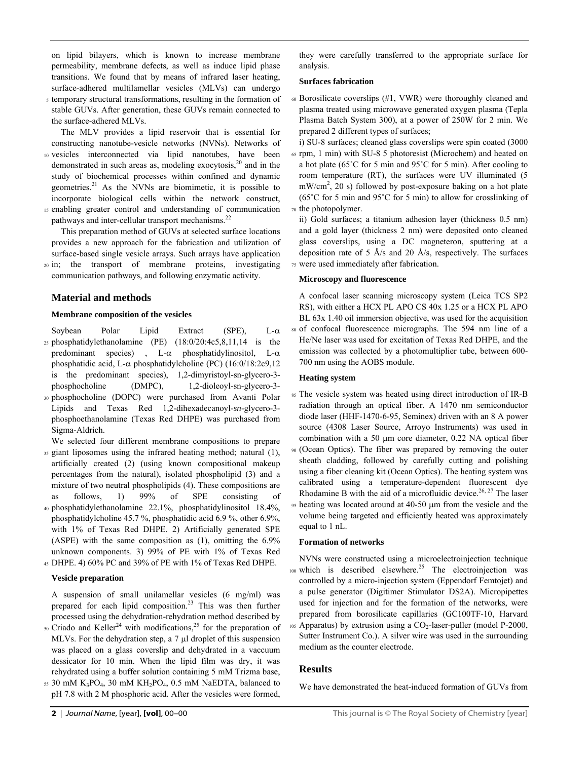on lipid bilayers, which is known to increase membrane permeability, membrane defects, as well as induce lipid phase transitions. We found that by means of infrared laser heating, surface-adhered multilamellar vesicles (MLVs) can undergo temporary structural transformations, resulting in the formation of stable GUVs. After generation, these GUVs remain connected to the surface-adhered MLVs.

The MLV provides a lipid reservoir that is essential for constructing nanotube-vesicle networks (NVNs). Networks of vesicles interconnected via lipid nanotubes, have been demonstrated in such areas as, modeling exocytosis,[20] and in the study of biochemical processes within confined and dynamic geometries.[21] As the NVNs are biomimetic, it is possible to incorporate biological cells within the network construct, enabling greater control and understanding of communication pathways and inter-cellular transport mechanisms.[22]

This preparation method of GUVs at selected surface locations provides a new approach for the fabrication and utilization of surface-based single vesicle arrays. Such arrays have application in; the transport of membrane proteins, investigating communication pathways, and following enzymatic activity.

## Material and methods

### Membrane composition of the vesicles

Soybean Polar Lipid Extract (SPE), L-α phosphatidylethanolamine (PE) (18:0/20:4c5,8,11,14 is the predominant species) , L-α phosphatidylinositol, L-α phosphatidic acid, L-α phosphatidylcholine (PC) (16:0/18:2c9,12 is the predominant species), 1,2-dimyristoyl-sn-glycero-3-phosphocholine (DMPC), 1,2-dioleoyl-sn-glycero-3-phosphocholine (DOPC) were purchased from Avanti Polar Lipids and Texas Red 1,2-dihexadecanoyl-*sn*-glycero-3-phosphoethanolamine (Texas Red DHPE) was purchased from Sigma-Aldrich.

We selected four different membrane compositions to prepare giant liposomes using the infrared heating method; natural (1), artificially created (2) (using known compositional makeup percentages from the natural), isolated phospholipid (3) and a mixture of two neutral phospholipids (4). These compositions are as follows, 1) 99% of SPE consisting of phosphatidylethanolamine 22.1%, phosphatidylinositol 18.4%, phosphatidylcholine 45.7 %, phosphatidic acid 6.9 %, other 6.9%, with 1% of Texas Red DHPE. 2) Artificially generated SPE (ASPE) with the same composition as (1), omitting the 6.9% unknown components. 3) 99% of PE with 1% of Texas Red DHPE. 4) 60% PC and 39% of PE with 1% of Texas Red DHPE.

### Vesicle preparation

A suspension of small unilamellar vesicles (6 mg/ml) was prepared for each lipid composition.[23] This was then further processed using the dehydration-rehydration method described by Criado and Keller[24] with modifications,[25] for the preparation of MLVs. For the dehydration step, a 7 μl droplet of this suspension was placed on a glass coverslip and dehydrated in a vaccuum dessicator for 10 min. When the lipid film was dry, it was rehydrated using a buffer solution containing 5 mM Trizma base, 30 mM $K_3PO_4$, 30 mM $KH_2PO_4$, 0.5 mM NaEDTA, balanced to pH 7.8 with 2 M phosphoric acid. After the vesicles were formed, they were carefully transferred to the appropriate surface for analysis.

### Surfaces fabrication

Borosilicate coverslips (#1, VWR) were thoroughly cleaned and plasma treated using microwave generated oxygen plasma (Tepla Plasma Batch System 300), at a power of 250W for 2 min. We prepared 2 different types of surfaces;

i) SU-8 surfaces; cleaned glass coverslips were spin coated (3000 rpm, 1 min) with SU-8 5 photoresist (Microchem) and heated on a hot plate (65˚C for 5 min and 95˚C for 5 min). After cooling to room temperature (RT), the surfaces were UV illuminated (5 $mW/cm^2$, 20 s) followed by post-exposure baking on a hot plate (65˚C for 5 min and 95˚C for 5 min) to allow for crosslinking of the photopolymer.

ii) Gold surfaces; a titanium adhesion layer (thickness 0.5 nm) and a gold layer (thickness 2 nm) were deposited onto cleaned glass coverslips, using a DC magneteron, sputtering at a deposition rate of 5 Å/s and 20 Å/s, respectively. The surfaces were used immediately after fabrication.

### Microscopy and fluorescence

A confocal laser scanning microscopy system (Leica TCS SP2 RS), with either a HCX PL APO CS 40x 1.25 or a HCX PL APO BL 63x 1.40 oil immersion objective, was used for the acquisition of confocal fluorescence micrographs. The 594 nm line of a He/Ne laser was used for excitation of Texas Red DHPE, and the emission was collected by a photomultiplier tube, between 600-700 nm using the AOBS module.

### Heating system

The vesicle system was heated using direct introduction of IR-B radiation through an optical fiber. A 1470 nm semiconductor diode laser (HHF-1470-6-95, Seminex) driven with an 8 A power source (4308 Laser Source, Arroyo Instruments) was used in combination with a 50 μm core diameter, 0.22 NA optical fiber (Ocean Optics). The fiber was prepared by removing the outer sheath cladding, followed by carefully cutting and polishing using a fiber cleaning kit (Ocean Optics). The heating system was calibrated using a temperature-dependent fluorescent dye Rhodamine B with the aid of a microfluidic device.[26, 27] The laser heating was located around at 40-50 μm from the vesicle and the volume being targeted and efficiently heated was approximately equal to 1 nL.

### Formation of networks

NVNs were constructed using a microelectroinjection technique which is described elsewhere.[25] The electroinjection was controlled by a micro-injection system (Eppendorf Femtojet) and a pulse generator (Digitimer Stimulator DS2A). Micropipettes used for injection and for the formation of the networks, were prepared from borosilicate capillaries (GC100TF-10, Harvard Apparatus) by extrusion using a $CO_2$-laser-puller (model P-2000, Sutter Instrument Co.). A silver wire was used in the surrounding medium as the counter electrode.

## Results

We have demonstrated the heat-induced formation of GUVs from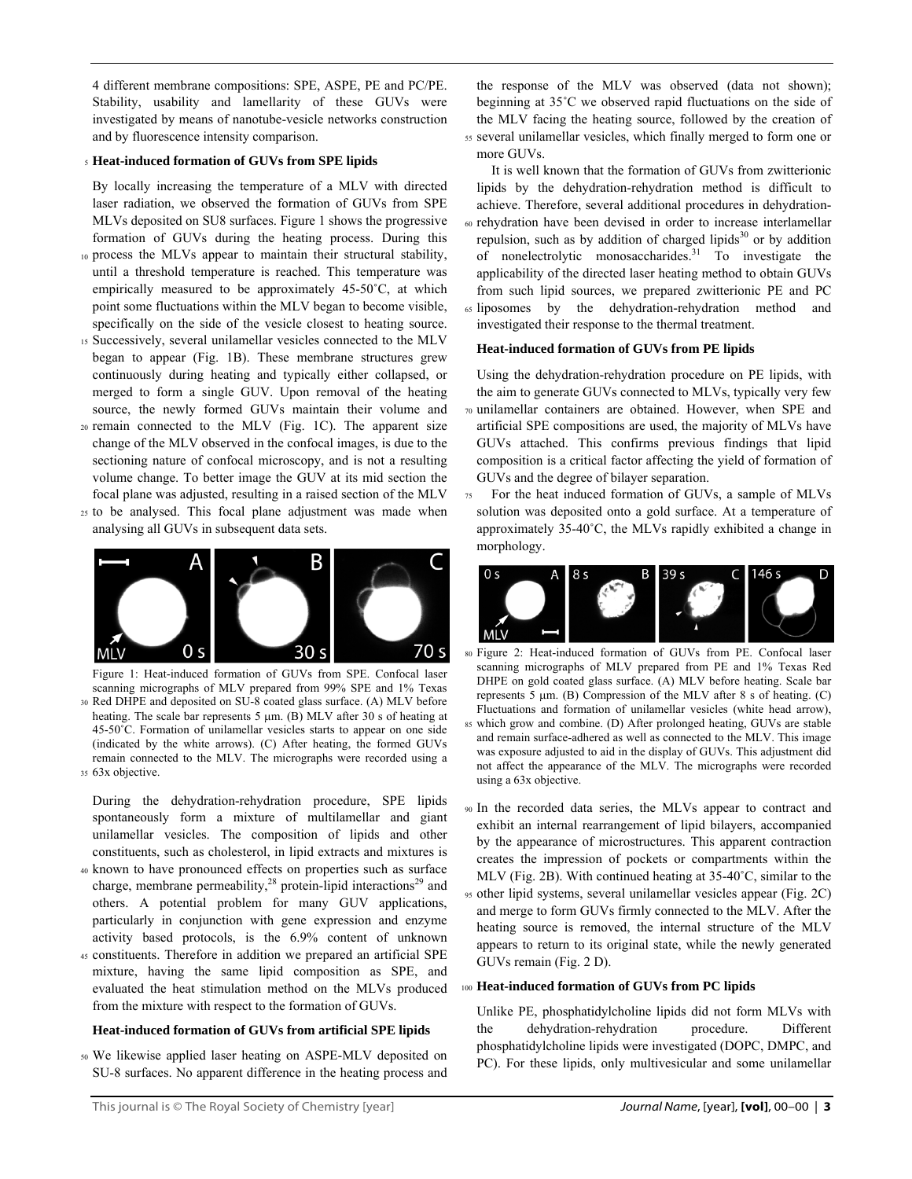4 different membrane compositions: SPE, ASPE, PE and PC/PE. Stability, usability and lamellarity of these GUVs were investigated by means of nanotube-vesicle networks construction and by fluorescence intensity comparison.

## Heat-induced formation of GUVs from SPE lipids

By locally increasing the temperature of a MLV with directed laser radiation, we observed the formation of GUVs from SPE MLVs deposited on SU8 surfaces. Figure 1 shows the progressive formation of GUVs during the heating process. During this process the MLVs appear to maintain their structural stability, until a threshold temperature is reached. This temperature was empirically measured to be approximately 45-50˚C, at which point some fluctuations within the MLV began to become visible, specifically on the side of the vesicle closest to heating source. Successively, several unilamellar vesicles connected to the MLV began to appear (Fig. 1B). These membrane structures grew continuously during heating and typically either collapsed, or merged to form a single GUV. Upon removal of the heating source, the newly formed GUVs maintain their volume and remain connected to the MLV (Fig. 1C). The apparent size change of the MLV observed in the confocal images, is due to the sectioning nature of confocal microscopy, and is not a resulting volume change. To better image the GUV at its mid section the focal plane was adjusted, resulting in a raised section of the MLV to be analysed. This focal plane adjustment was made when analysing all GUVs in subsequent data sets.

Figure 1: Heat-induced formation of GUVs from SPE. Confocal laser scanning micrographs of MLV prepared from 99% SPE and 1% Texas Red DHPE and deposited on SU-8 coated glass surface. (A) MLV before heating. The scale bar represents 5 µm. (B) MLV after 30 s of heating at 45-50˚C. Formation of unilamellar vesicles starts to appear on one side (indicated by the white arrows). (C) After heating, the formed GUVs remain connected to the MLV. The micrographs were recorded using a 63x objective.

During the dehydration-rehydration procedure, SPE lipids spontaneously form a mixture of multilamellar and giant unilamellar vesicles. The composition of lipids and other constituents, such as cholesterol, in lipid extracts and mixtures is known to have pronounced effects on properties such as surface charge, membrane permeability,[28] protein-lipid interactions[29] and others. A potential problem for many GUV applications, particularly in conjunction with gene expression and enzyme activity based protocols, is the 6.9% content of unknown constituents. Therefore in addition we prepared an artificial SPE mixture, having the same lipid composition as SPE, and evaluated the heat stimulation method on the MLVs produced from the mixture with respect to the formation of GUVs.

## Heat-induced formation of GUVs from artificial SPE lipids

We likewise applied laser heating on ASPE-MLV deposited on SU-8 surfaces. No apparent difference in the heating process and the response of the MLV was observed (data not shown); beginning at 35˚C we observed rapid fluctuations on the side of the MLV facing the heating source, followed by the creation of several unilamellar vesicles, which finally merged to form one or more GUVs.

It is well known that the formation of GUVs from zwitterionic lipids by the dehydration-rehydration method is difficult to achieve. Therefore, several additional procedures in dehydration-rehydration have been devised in order to increase interlamellar repulsion, such as by addition of charged lipids[30] or by addition of nonelectrolytic monosaccharides.[31] To investigate the applicability of the directed laser heating method to obtain GUVs from such lipid sources, we prepared zwitterionic PE and PC liposomes by the dehydration-rehydration method and investigated their response to the thermal treatment.

## Heat-induced formation of GUVs from PE lipids

Using the dehydration-rehydration procedure on PE lipids, with the aim to generate GUVs connected to MLVs, typically very few unilamellar containers are obtained. However, when SPE and artificial SPE compositions are used, the majority of MLVs have GUVs attached. This confirms previous findings that lipid composition is a critical factor affecting the yield of formation of GUVs and the degree of bilayer separation.

For the heat induced formation of GUVs, a sample of MLVs solution was deposited onto a gold surface. At a temperature of approximately 35-40˚C, the MLVs rapidly exhibited a change in morphology.

Figure 2: Heat-induced formation of GUVs from PE. Confocal laser scanning micrographs of MLV prepared from PE and 1% Texas Red DHPE on gold coated glass surface. (A) MLV before heating. Scale bar represents 5 µm. (B) Compression of the MLV after 8 s of heating. (C) Fluctuations and formation of unilamellar vesicles (white head arrow), which grow and combine. (D) After prolonged heating, GUVs are stable and remain surface-adhered as well as connected to the MLV. This image was exposure adjusted to aid in the display of GUVs. This adjustment did not affect the appearance of the MLV. The micrographs were recorded using a 63x objective.

In the recorded data series, the MLVs appear to contract and exhibit an internal rearrangement of lipid bilayers, accompanied by the appearance of microstructures. This apparent contraction creates the impression of pockets or compartments within the MLV (Fig. 2B). With continued heating at 35-40˚C, similar to the other lipid systems, several unilamellar vesicles appear (Fig. 2C) and merge to form GUVs firmly connected to the MLV. After the heating source is removed, the internal structure of the MLV appears to return to its original state, while the newly generated GUVs remain (Fig. 2 D).

## Heat-induced formation of GUVs from PC lipids

Unlike PE, phosphatidylcholine lipids did not form MLVs with the dehydration-rehydration procedure. Different phosphatidylcholine lipids were investigated (DOPC, DMPC, and PC). For these lipids, only multivesicular and some unilamellar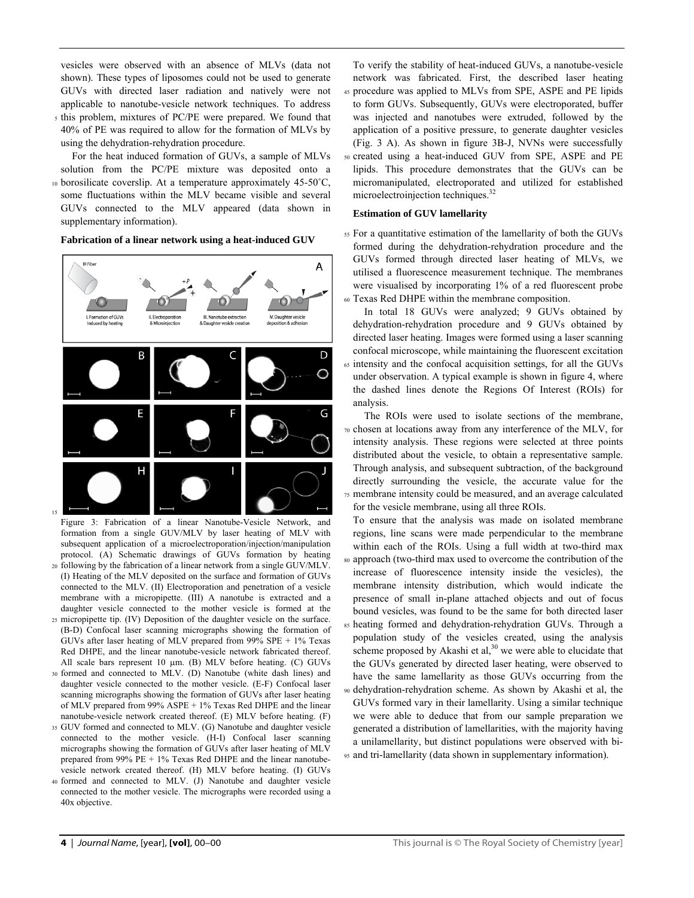vesicles were observed with an absence of MLVs (data not shown). These types of liposomes could not be used to generate GUVs with directed laser radiation and natively were not applicable to nanotube-vesicle network techniques. To address this problem, mixtures of PC/PE were prepared. We found that 40% of PE was required to allow for the formation of MLVs by using the dehydration-rehydration procedure.

For the heat induced formation of GUVs, a sample of MLVs solution from the PC/PE mixture was deposited onto a borosilicate coverslip. At a temperature approximately 45-50˚C, some fluctuations within the MLV became visible and several GUVs connected to the MLV appeared (data shown in supplementary information).

**Fabrication of a linear network using a heat-induced GUV**

Figure 3: Fabrication of a linear Nanotube-Vesicle Network, and formation from a single GUV/MLV by laser heating of MLV with subsequent application of a microelectroporation/injection/manipulation protocol. (A) Schematic drawings of GUVs formation by heating following by the fabrication of a linear network from a single GUV/MLV. (I) Heating of the MLV deposited on the surface and formation of GUVs connected to the MLV. (II) Electroporation and penetration of a vesicle membrane with a micropipette. (III) A nanotube is extracted and a daughter vesicle connected to the mother vesicle is formed at the micropipette tip. (IV) Deposition of the daughter vesicle on the surface. (B-D) Confocal laser scanning micrographs showing the formation of GUVs after laser heating of MLV prepared from 99% SPE + 1% Texas Red DHPE, and the linear nanotube-vesicle network fabricated thereof. All scale bars represent 10 μm. (B) MLV before heating. (C) GUVs formed and connected to MLV. (D) Nanotube (white dash lines) and daughter vesicle connected to the mother vesicle. (E-F) Confocal laser scanning micrographs showing the formation of GUVs after laser heating of MLV prepared from 99% ASPE + 1% Texas Red DHPE and the linear nanotube-vesicle network created thereof. (E) MLV before heating. (F) GUV formed and connected to MLV. (G) Nanotube and daughter vesicle connected to the mother vesicle. (H-I) Confocal laser scanning micrographs showing the formation of GUVs after laser heating of MLV prepared from 99% PE + 1% Texas Red DHPE and the linear nanotube-vesicle network created thereof. (H) MLV before heating. (I) GUVs formed and connected to MLV. (J) Nanotube and daughter vesicle connected to the mother vesicle. The micrographs were recorded using a 40x objective.

To verify the stability of heat-induced GUVs, a nanotube-vesicle network was fabricated. First, the described laser heating procedure was applied to MLVs from SPE, ASPE and PE lipids to form GUVs. Subsequently, GUVs were electroporated, buffer was injected and nanotubes were extruded, followed by the application of a positive pressure, to generate daughter vesicles (Fig. 3 A). As shown in figure 3B-J, NVNs were successfully created using a heat-induced GUV from SPE, ASPE and PE lipids. This procedure demonstrates that the GUVs can be micromanipulated, electroporated and utilized for established microelectroinjection techniques.[32]

**Estimation of GUV lamellarity**

For a quantitative estimation of the lamellarity of both the GUVs formed during the dehydration-rehydration procedure and the GUVs formed through directed laser heating of MLVs, we utilised a fluorescence measurement technique. The membranes were visualised by incorporating 1% of a red fluorescent probe Texas Red DHPE within the membrane composition.

In total 18 GUVs were analyzed; 9 GUVs obtained by dehydration-rehydration procedure and 9 GUVs obtained by directed laser heating. Images were formed using a laser scanning confocal microscope, while maintaining the fluorescent excitation intensity and the confocal acquisition settings, for all the GUVs under observation. A typical example is shown in figure 4, where the dashed lines denote the Regions Of Interest (ROIs) for analysis.

The ROIs were used to isolate sections of the membrane, chosen at locations away from any interference of the MLV, for intensity analysis. These regions were selected at three points distributed about the vesicle, to obtain a representative sample. Through analysis, and subsequent subtraction, of the background directly surrounding the vesicle, the accurate value for the membrane intensity could be measured, and an average calculated for the vesicle membrane, using all three ROIs.

To ensure that the analysis was made on isolated membrane regions, line scans were made perpendicular to the membrane within each of the ROIs. Using a full width at two-third max approach (two-third max used to overcome the contribution of the increase of fluorescence intensity inside the vesicles), the membrane intensity distribution, which would indicate the presence of small in-plane attached objects and out of focus bound vesicles, was found to be the same for both directed laser heating formed and dehydration-rehydration GUVs. Through a population study of the vesicles created, using the analysis scheme proposed by Akashi et al,[30] we were able to elucidate that the GUVs generated by directed laser heating, were observed to have the same lamellarity as those GUVs occurring from the dehydration-rehydration scheme. As shown by Akashi et al, the GUVs formed vary in their lamellarity. Using a similar technique we were able to deduce that from our sample preparation we generated a distribution of lamellarities, with the majority having a unilamellarity, but distinct populations were observed with bi- and tri-lamellarity (data shown in supplementary information).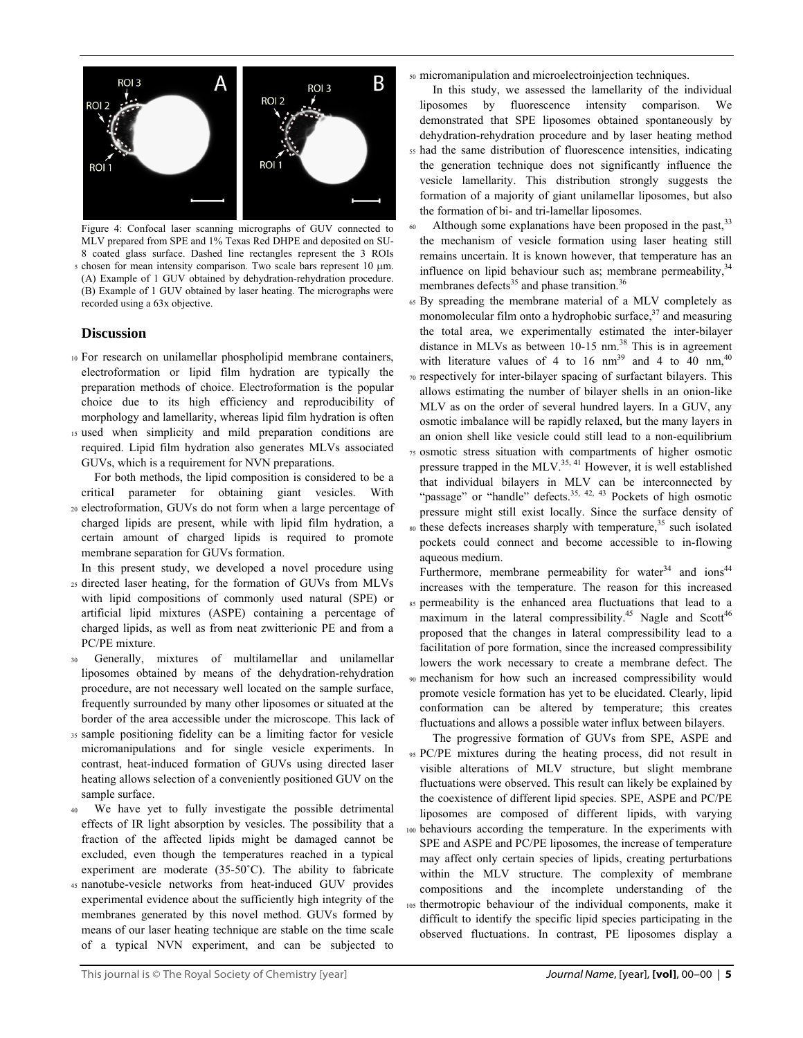Figure 4: Confocal laser scanning micrographs of GUV connected to MLV prepared from SPE and 1% Texas Red DHPE and deposited on SU-8 coated glass surface. Dashed line rectangles represent the 3 ROIs chosen for mean intensity comparison. Two scale bars represent 10 µm. (A) Example of 1 GUV obtained by dehydration-rehydration procedure. (B) Example of 1 GUV obtained by laser heating. The micrographs were recorded using a 63x objective.

## Discussion

For research on unilamellar phospholipid membrane containers, electroformation or lipid film hydration are typically the preparation methods of choice. Electroformation is the popular choice due to its high efficiency and reproducibility of morphology and lamellarity, whereas lipid film hydration is often used when simplicity and mild preparation conditions are required. Lipid film hydration also generates MLVs associated GUVs, which is a requirement for NVN preparations.

For both methods, the lipid composition is considered to be a critical parameter for obtaining giant vesicles. With electroformation, GUVs do not form when a large percentage of charged lipids are present, while with lipid film hydration, a certain amount of charged lipids is required to promote membrane separation for GUVs formation.

In this present study, we developed a novel procedure using directed laser heating, for the formation of GUVs from MLVs with lipid compositions of commonly used natural (SPE) or artificial lipid mixtures (ASPE) containing a percentage of charged lipids, as well as from neat zwitterionic PE and from a PC/PE mixture.

Generally, mixtures of multilamellar and unilamellar liposomes obtained by means of the dehydration-rehydration procedure, are not necessary well located on the sample surface, frequently surrounded by many other liposomes or situated at the border of the area accessible under the microscope. This lack of sample positioning fidelity can be a limiting factor for vesicle micromanipulations and for single vesicle experiments. In contrast, heat-induced formation of GUVs using directed laser heating allows selection of a conveniently positioned GUV on the sample surface.

We have yet to fully investigate the possible detrimental effects of IR light absorption by vesicles. The possibility that a fraction of the affected lipids might be damaged cannot be excluded, even though the temperatures reached in a typical experiment are moderate (35-50˚C). The ability to fabricate nanotube-vesicle networks from heat-induced GUV provides experimental evidence about the sufficiently high integrity of the membranes generated by this novel method. GUVs formed by means of our laser heating technique are stable on the time scale of a typical NVN experiment, and can be subjected to micromanipulation and microelectroinjection techniques.

In this study, we assessed the lamellarity of the individual liposomes by fluorescence intensity comparison. We demonstrated that SPE liposomes obtained spontaneously by dehydration-rehydration procedure and by laser heating method had the same distribution of fluorescence intensities, indicating the generation technique does not significantly influence the vesicle lamellarity. This distribution strongly suggests the formation of a majority of giant unilamellar liposomes, but also the formation of bi- and tri-lamellar liposomes.

Although some explanations have been proposed in the past,[33] the mechanism of vesicle formation using laser heating still remains uncertain. It is known however, that temperature has an influence on lipid behaviour such as; membrane permeability,[34] membranes defects[35] and phase transition.[36]

By spreading the membrane material of a MLV completely as monomolecular film onto a hydrophobic surface,[37] and measuring the total area, we experimentally estimated the inter-bilayer distance in MLVs as between 10-15 nm.[38] This is in agreement with literature values of 4 to 16 nm[39] and 4 to 40 nm,[40] respectively for inter-bilayer spacing of surfactant bilayers. This allows estimating the number of bilayer shells in an onion-like MLV as on the order of several hundred layers. In a GUV, any osmotic imbalance will be rapidly relaxed, but the many layers in an onion shell like vesicle could still lead to a non-equilibrium osmotic stress situation with compartments of higher osmotic pressure trapped in the MLV.[35, 41] However, it is well established that individual bilayers in MLV can be interconnected by "passage" or "handle" defects.[35, 42, 43] Pockets of high osmotic pressure might still exist locally. Since the surface density of these defects increases sharply with temperature,[35] such isolated pockets could connect and become accessible to in-flowing aqueous medium.

Furthermore, membrane permeability for water[34] and ions[44] increases with the temperature. The reason for this increased permeability is the enhanced area fluctuations that lead to a maximum in the lateral compressibility.[45] Nagle and Scott[46] proposed that the changes in lateral compressibility lead to a facilitation of pore formation, since the increased compressibility lowers the work necessary to create a membrane defect. The mechanism for how such an increased compressibility would promote vesicle formation has yet to be elucidated. Clearly, lipid conformation can be altered by temperature; this creates fluctuations and allows a possible water influx between bilayers.

The progressive formation of GUVs from SPE, ASPE and PC/PE mixtures during the heating process, did not result in visible alterations of MLV structure, but slight membrane fluctuations were observed. This result can likely be explained by the coexistence of different lipid species. SPE, ASPE and PC/PE liposomes are composed of different lipids, with varying behaviours according the temperature. In the experiments with SPE and ASPE and PC/PE liposomes, the increase of temperature may affect only certain species of lipids, creating perturbations within the MLV structure. The complexity of membrane compositions and the incomplete understanding of the thermotropic behaviour of the individual components, make it difficult to identify the specific lipid species participating in the observed fluctuations. In contrast, PE liposomes display a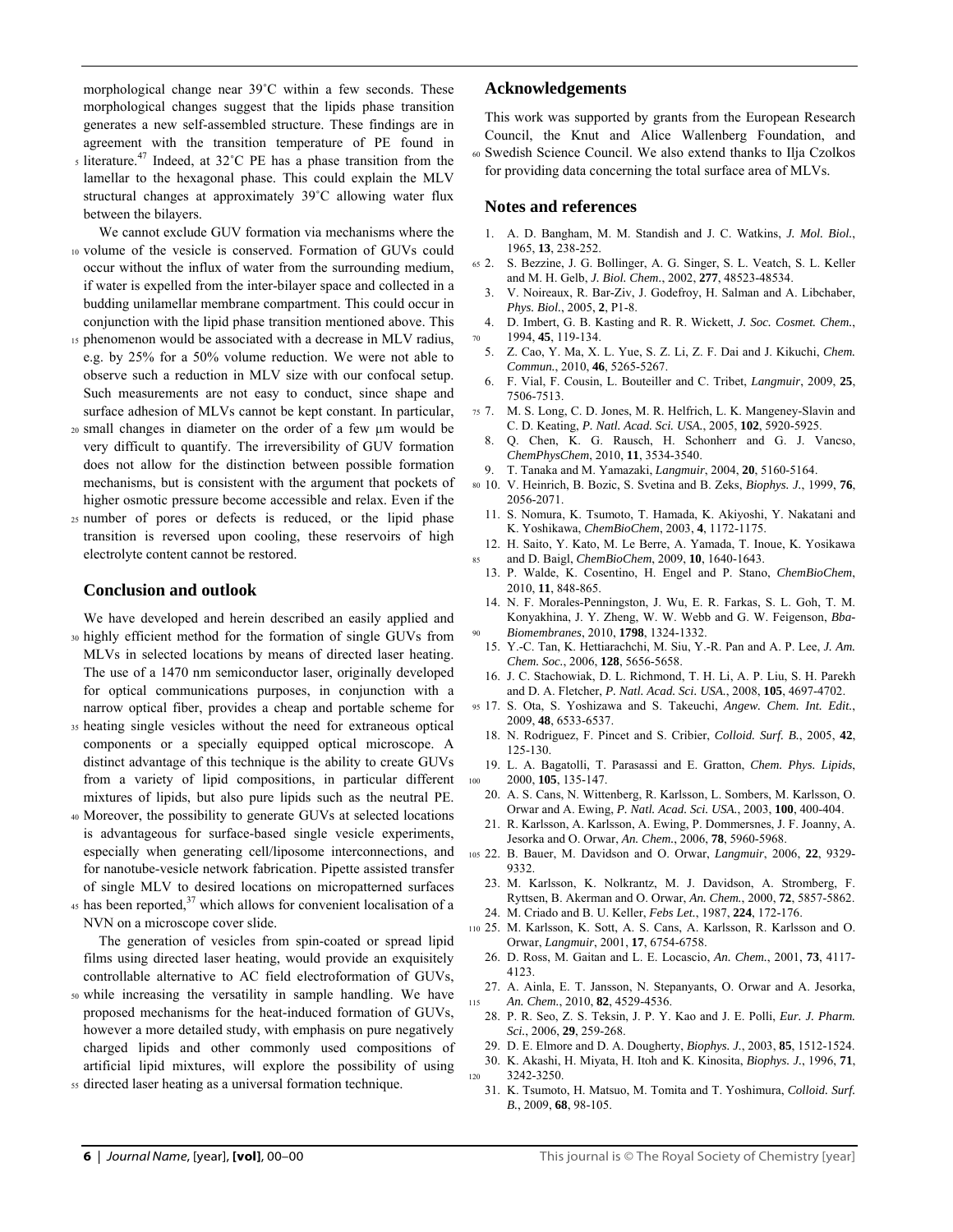morphological change near 39˚C within a few seconds. These morphological changes suggest that the lipids phase transition generates a new self-assembled structure. These findings are in agreement with the transition temperature of PE found in literature.[47] Indeed, at 32˚C PE has a phase transition from the lamellar to the hexagonal phase. This could explain the MLV structural changes at approximately 39˚C allowing water flux between the bilayers.

We cannot exclude GUV formation via mechanisms where the volume of the vesicle is conserved. Formation of GUVs could occur without the influx of water from the surrounding medium, if water is expelled from the inter-bilayer space and collected in a budding unilamellar membrane compartment. This could occur in conjunction with the lipid phase transition mentioned above. This phenomenon would be associated with a decrease in MLV radius, e.g. by 25% for a 50% volume reduction. We were not able to observe such a reduction in MLV size with our confocal setup. Such measurements are not easy to conduct, since shape and surface adhesion of MLVs cannot be kept constant. In particular, small changes in diameter on the order of a few μm would be very difficult to quantify. The irreversibility of GUV formation does not allow for the distinction between possible formation mechanisms, but is consistent with the argument that pockets of higher osmotic pressure become accessible and relax. Even if the number of pores or defects is reduced, or the lipid phase transition is reversed upon cooling, these reservoirs of high electrolyte content cannot be restored.

## Conclusion and outlook

We have developed and herein described an easily applied and highly efficient method for the formation of single GUVs from MLVs in selected locations by means of directed laser heating. The use of a 1470 nm semiconductor laser, originally developed for optical communications purposes, in conjunction with a narrow optical fiber, provides a cheap and portable scheme for heating single vesicles without the need for extraneous optical components or a specially equipped optical microscope. A distinct advantage of this technique is the ability to create GUVs from a variety of lipid compositions, in particular different mixtures of lipids, but also pure lipids such as the neutral PE. Moreover, the possibility to generate GUVs at selected locations is advantageous for surface-based single vesicle experiments, especially when generating cell/liposome interconnections, and for nanotube-vesicle network fabrication. Pipette assisted transfer of single MLV to desired locations on micropatterned surfaces has been reported,[37] which allows for convenient localisation of a NVN on a microscope cover slide.

The generation of vesicles from spin-coated or spread lipid films using directed laser heating, would provide an exquisitely controllable alternative to AC field electroformation of GUVs, while increasing the versatility in sample handling. We have proposed mechanisms for the heat-induced formation of GUVs, however a more detailed study, with emphasis on pure negatively charged lipids and other commonly used compositions of artificial lipid mixtures, will explore the possibility of using directed laser heating as a universal formation technique.

## Acknowledgements

This work was supported by grants from the European Research Council, the Knut and Alice Wallenberg Foundation, and Swedish Science Council. We also extend thanks to Ilja Czolkos for providing data concerning the total surface area of MLVs.

## Notes and references

1. A. D. Bangham, M. M. Standish and J. C. Watkins, *J. Mol. Biol.*, 1965, **13**, 238-252.
2. S. Bezzine, J. G. Bollinger, A. G. Singer, S. L. Veatch, S. L. Keller and M. H. Gelb, *J. Biol. Chem.*, 2002, **277**, 48523-48534.
3. V. Noireaux, R. Bar-Ziv, J. Godefroy, H. Salman and A. Libchaber, *Phys. Biol.*, 2005, **2**, P1-8.
4. D. Imbert, G. B. Kasting and R. R. Wickett, *J. Soc. Cosmet. Chem.*, 1994, **45**, 119-134.
5. Z. Cao, Y. Ma, X. L. Yue, S. Z. Li, Z. F. Dai and J. Kikuchi, *Chem. Commun.*, 2010, **46**, 5265-5267.
6. F. Vial, F. Cousin, L. Bouteiller and C. Tribet, *Langmuir*, 2009, **25**, 7506-7513.
7. M. S. Long, C. D. Jones, M. R. Helfrich, L. K. Mangeney-Slavin and C. D. Keating, *P. Natl. Acad. Sci. USA.*, 2005, **102**, 5920-5925.
8. Q. Chen, K. G. Rausch, H. Schonherr and G. J. Vancso, *ChemPhysChem*, 2010, **11**, 3534-3540.
9. T. Tanaka and M. Yamazaki, *Langmuir*, 2004, **20**, 5160-5164.
10. V. Heinrich, B. Bozic, S. Svetina and B. Zeks, *Biophys. J.*, 1999, **76**, 2056-2071.
11. S. Nomura, K. Tsumoto, T. Hamada, K. Akiyoshi, Y. Nakatani and K. Yoshikawa, *ChemBioChem*, 2003, **4**, 1172-1175.
12. H. Saito, Y. Kato, M. Le Berre, A. Yamada, T. Inoue, K. Yosikawa and D. Baigl, *ChemBioChem*, 2009, **10**, 1640-1643.
13. P. Walde, K. Cosentino, H. Engel and P. Stano, *ChemBioChem*, 2010, **11**, 848-865.
14. N. F. Morales-Penningston, J. Wu, E. R. Farkas, S. L. Goh, T. M. Konyakhina, J. Y. Zheng, W. W. Webb and G. W. Feigenson, *Bba-Biomembranes*, 2010, **1798**, 1324-1332.
15. Y.-C. Tan, K. Hettiarachchi, M. Siu, Y.-R. Pan and A. P. Lee, *J. Am. Chem. Soc.*, 2006, **128**, 5656-5658.
16. J. C. Stachowiak, D. L. Richmond, T. H. Li, A. P. Liu, S. H. Parekh and D. A. Fletcher, *P. Natl. Acad. Sci. USA.*, 2008, **105**, 4697-4702.
17. S. Ota, S. Yoshizawa and S. Takeuchi, *Angew. Chem. Int. Edit.*, 2009, **48**, 6533-6537.
18. N. Rodriguez, F. Pincet and S. Cribier, *Colloid. Surf. B.*, 2005, **42**, 125-130.
19. L. A. Bagatolli, T. Parasassi and E. Gratton, *Chem. Phys. Lipids*, 2000, **105**, 135-147.
20. A. S. Cans, N. Wittenberg, R. Karlsson, L. Sombers, M. Karlsson, O. Orwar and A. Ewing, *P. Natl. Acad. Sci. USA.*, 2003, **100**, 400-404.
21. R. Karlsson, A. Karlsson, A. Ewing, P. Dommersnes, J. F. Joanny, A. Jesorka and O. Orwar, *An. Chem.*, 2006, **78**, 5960-5968.
22. B. Bauer, M. Davidson and O. Orwar, *Langmuir*, 2006, **22**, 9329-9332.
23. M. Karlsson, K. Nolkrantz, M. J. Davidson, A. Stromberg, F. Ryttsen, B. Akerman and O. Orwar, *An. Chem.*, 2000, **72**, 5857-5862.
24. M. Criado and B. U. Keller, *Febs Let.*, 1987, **224**, 172-176.
25. M. Karlsson, K. Sott, A. S. Cans, A. Karlsson, R. Karlsson and O. Orwar, *Langmuir*, 2001, **17**, 6754-6758.
26. D. Ross, M. Gaitan and L. E. Locascio, *An. Chem.*, 2001, **73**, 4117-4123.
27. A. Ainla, E. T. Jansson, N. Stepanyants, O. Orwar and A. Jesorka, *An. Chem.*, 2010, **82**, 4529-4536.
28. P. R. Seo, Z. S. Teksin, J. P. Y. Kao and J. E. Polli, *Eur. J. Pharm. Sci.*, 2006, **29**, 259-268.
29. D. E. Elmore and D. A. Dougherty, *Biophys. J.*, 2003, **85**, 1512-1524.
30. K. Akashi, H. Miyata, H. Itoh and K. Kinosita, *Biophys. J.*, 1996, **71**, 3242-3250.
31. K. Tsumoto, H. Matsuo, M. Tomita and T. Yoshimura, *Colloid. Surf. B.*, 2009, **68**, 98-105.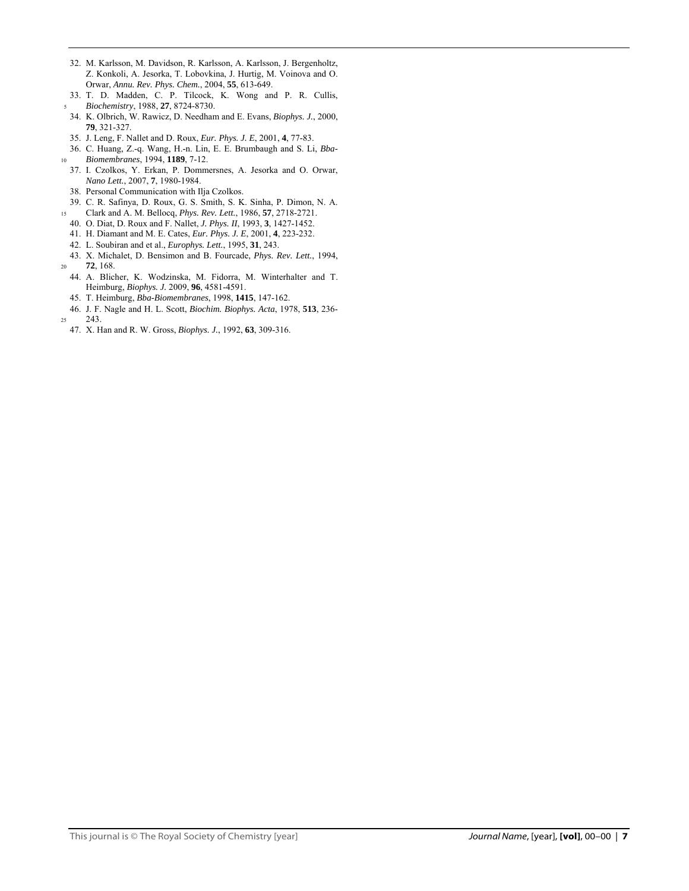32. M. Karlsson, M. Davidson, R. Karlsson, A. Karlsson, J. Bergenholtz, Z. Konkoli, A. Jesorka, T. Lobovkina, J. Hurtig, M. Voinova and O. Orwar, *Annu. Rev. Phys. Chem.*, 2004, **55**, 613-649.
33. T. D. Madden, C. P. Tilcock, K. Wong and P. R. Cullis, *Biochemistry*, 1988, **27**, 8724-8730.
34. K. Olbrich, W. Rawicz, D. Needham and E. Evans, *Biophys. J.*, 2000, **79**, 321-327.
35. J. Leng, F. Nallet and D. Roux, *Eur. Phys. J. E*, 2001, **4**, 77-83.
36. C. Huang, Z.-q. Wang, H.-n. Lin, E. E. Brumbaugh and S. Li, *Bba-Biomembranes*, 1994, **1189**, 7-12.
37. I. Czolkos, Y. Erkan, P. Dommersnes, A. Jesorka and O. Orwar, *Nano Lett.*, 2007, **7**, 1980-1984.
38. Personal Communication with Ilja Czolkos.
39. C. R. Safinya, D. Roux, G. S. Smith, S. K. Sinha, P. Dimon, N. A. Clark and A. M. Bellocq, *Phys. Rev. Lett.*, 1986, **57**, 2718-2721.
40. O. Diat, D. Roux and F. Nallet, *J. Phys. II*, 1993, **3**, 1427-1452.
41. H. Diamant and M. E. Cates, *Eur. Phys. J. E*, 2001, **4**, 223-232.
42. L. Soubiran and et al., *Europhys. Lett.*, 1995, **31**, 243.
43. X. Michalet, D. Bensimon and B. Fourcade, *Phys. Rev. Lett.*, 1994, **72**, 168.
44. A. Blicher, K. Wodzinska, M. Fidorra, M. Winterhalter and T. Heimburg, *Biophys. J.* 2009, **96**, 4581-4591.
45. T. Heimburg, *Bba-Biomembranes*, 1998, **1415**, 147-162.
46. J. F. Nagle and H. L. Scott, *Biochim. Biophys. Acta*, 1978, **513**, 236-243.
47. X. Han and R. W. Gross, *Biophys. J.*, 1992, **63**, 309-316.